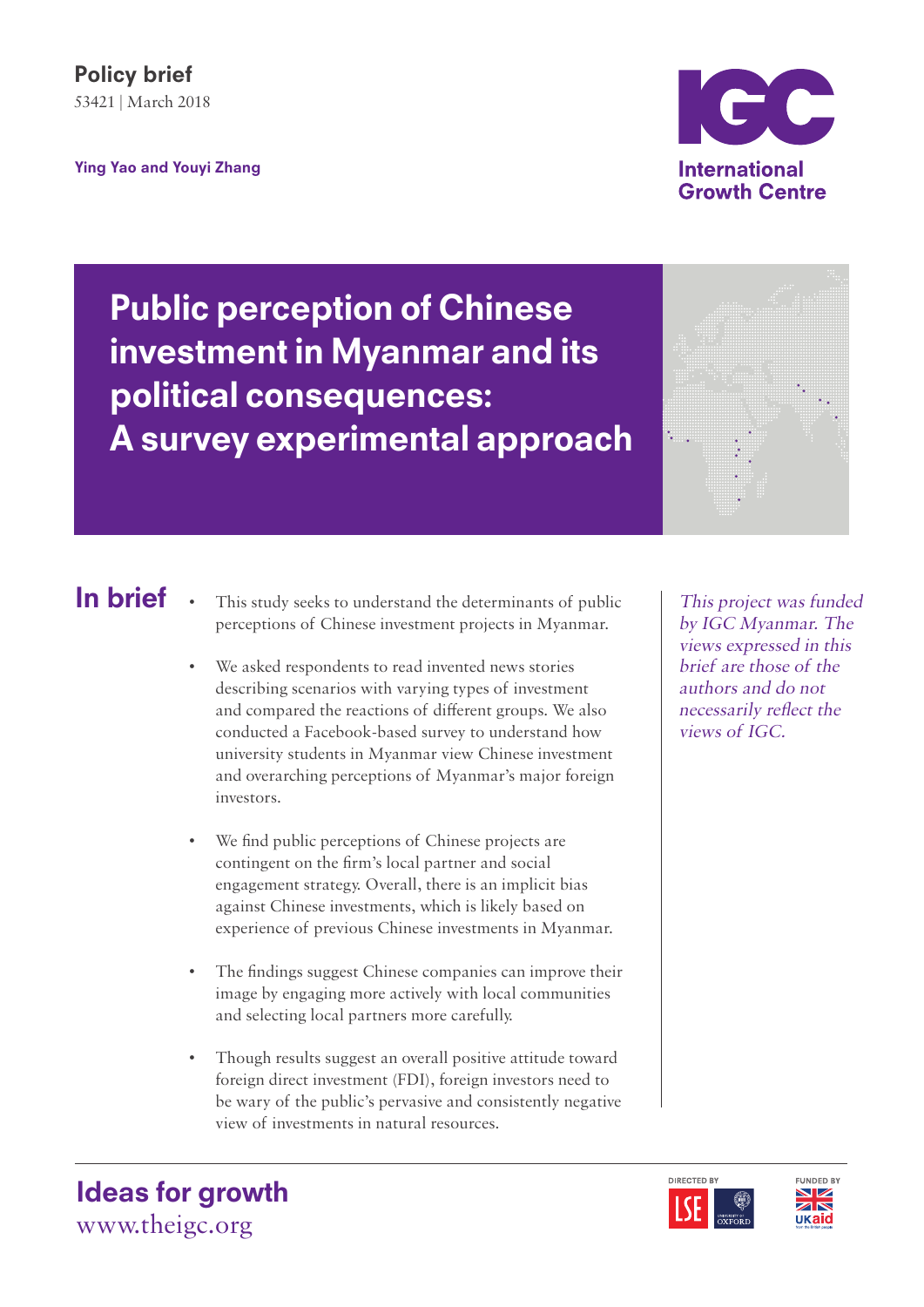Policy brief
53421 | March 2018

**Ying Yao and Youyi Zhang**

International Growth Centre

# Public perception of Chinese investment in Myanmar and its political consequences: A survey experimental approach

## In brief

- This study seeks to understand the determinants of public perceptions of Chinese investment projects in Myanmar.
- We asked respondents to read invented news stories describing scenarios with varying types of investment and compared the reactions of different groups. We also conducted a Facebook-based survey to understand how university students in Myanmar view Chinese investment and overarching perceptions of Myanmar's major foreign investors.
- We find public perceptions of Chinese projects are contingent on the firm's local partner and social engagement strategy. Overall, there is an implicit bias against Chinese investments, which is likely based on experience of previous Chinese investments in Myanmar.
- The findings suggest Chinese companies can improve their image by engaging more actively with local communities and selecting local partners more carefully.
- Though results suggest an overall positive attitude toward foreign direct investment (FDI), foreign investors need to be wary of the public's pervasive and consistently negative view of investments in natural resources.

*This project was funded by IGC Myanmar. The views expressed in this brief are those of the authors and do not necessarily reflect the views of IGC.*

**Ideas for growth**
www.theigc.org

DIRECTED BY LSE UNIVERSITY OF OXFORD

FUNDED BY UKaid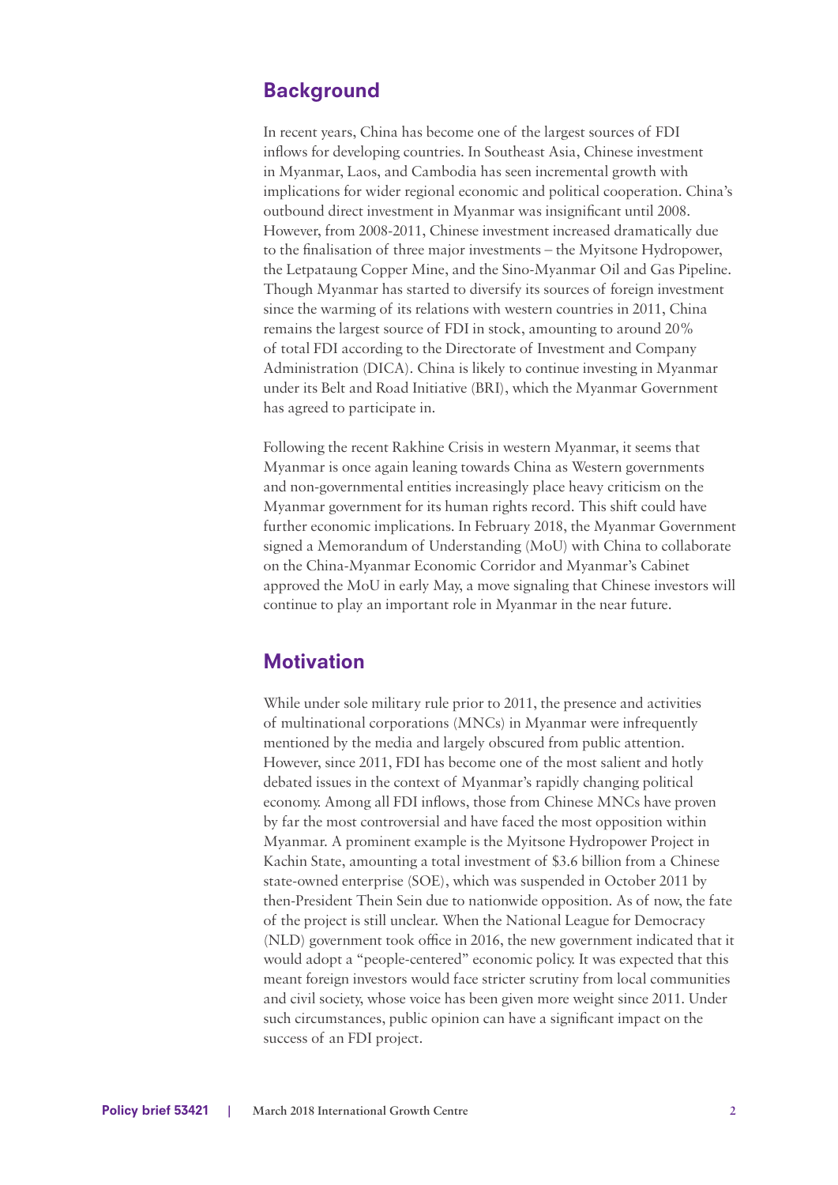## Background

In recent years, China has become one of the largest sources of FDI inflows for developing countries. In Southeast Asia, Chinese investment in Myanmar, Laos, and Cambodia has seen incremental growth with implications for wider regional economic and political cooperation. China's outbound direct investment in Myanmar was insignificant until 2008. However, from 2008-2011, Chinese investment increased dramatically due to the finalisation of three major investments – the Myitsone Hydropower, the Letpataung Copper Mine, and the Sino-Myanmar Oil and Gas Pipeline. Though Myanmar has started to diversify its sources of foreign investment since the warming of its relations with western countries in 2011, China remains the largest source of FDI in stock, amounting to around 20% of total FDI according to the Directorate of Investment and Company Administration (DICA). China is likely to continue investing in Myanmar under its Belt and Road Initiative (BRI), which the Myanmar Government has agreed to participate in.

Following the recent Rakhine Crisis in western Myanmar, it seems that Myanmar is once again leaning towards China as Western governments and non-governmental entities increasingly place heavy criticism on the Myanmar government for its human rights record. This shift could have further economic implications. In February 2018, the Myanmar Government signed a Memorandum of Understanding (MoU) with China to collaborate on the China-Myanmar Economic Corridor and Myanmar's Cabinet approved the MoU in early May, a move signaling that Chinese investors will continue to play an important role in Myanmar in the near future.

## Motivation

While under sole military rule prior to 2011, the presence and activities of multinational corporations (MNCs) in Myanmar were infrequently mentioned by the media and largely obscured from public attention. However, since 2011, FDI has become one of the most salient and hotly debated issues in the context of Myanmar's rapidly changing political economy. Among all FDI inflows, those from Chinese MNCs have proven by far the most controversial and have faced the most opposition within Myanmar. A prominent example is the Myitsone Hydropower Project in Kachin State, amounting a total investment of $3.6 billion from a Chinese state-owned enterprise (SOE), which was suspended in October 2011 by then-President Thein Sein due to nationwide opposition. As of now, the fate of the project is still unclear. When the National League for Democracy (NLD) government took office in 2016, the new government indicated that it would adopt a "people-centered" economic policy. It was expected that this meant foreign investors would face stricter scrutiny from local communities and civil society, whose voice has been given more weight since 2011. Under such circumstances, public opinion can have a significant impact on the success of an FDI project.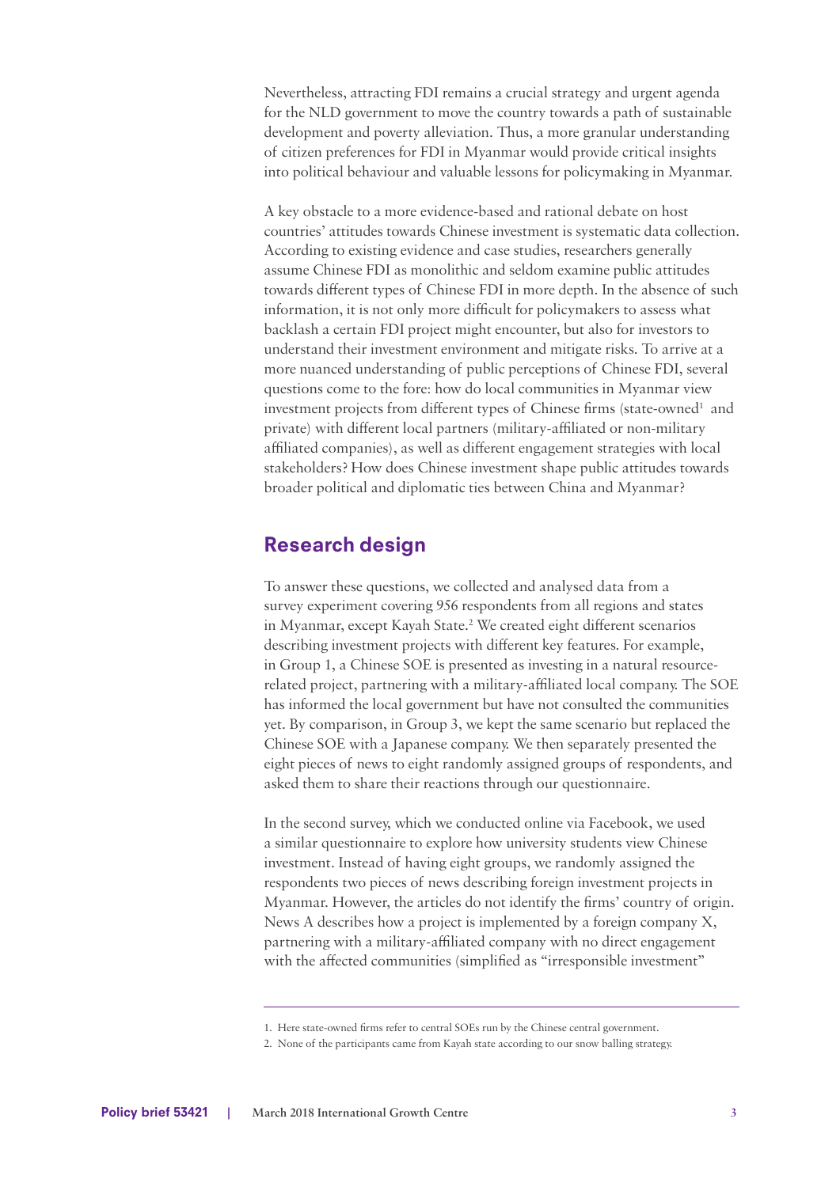Nevertheless, attracting FDI remains a crucial strategy and urgent agenda for the NLD government to move the country towards a path of sustainable development and poverty alleviation. Thus, a more granular understanding of citizen preferences for FDI in Myanmar would provide critical insights into political behaviour and valuable lessons for policymaking in Myanmar.

A key obstacle to a more evidence-based and rational debate on host countries' attitudes towards Chinese investment is systematic data collection. According to existing evidence and case studies, researchers generally assume Chinese FDI as monolithic and seldom examine public attitudes towards different types of Chinese FDI in more depth. In the absence of such information, it is not only more difficult for policymakers to assess what backlash a certain FDI project might encounter, but also for investors to understand their investment environment and mitigate risks. To arrive at a more nuanced understanding of public perceptions of Chinese FDI, several questions come to the fore: how do local communities in Myanmar view investment projects from different types of Chinese firms (state-owned[1] and private) with different local partners (military-affiliated or non-military affiliated companies), as well as different engagement strategies with local stakeholders? How does Chinese investment shape public attitudes towards broader political and diplomatic ties between China and Myanmar?

## Research design

To answer these questions, we collected and analysed data from a survey experiment covering 956 respondents from all regions and states in Myanmar, except Kayah State.[2] We created eight different scenarios describing investment projects with different key features. For example, in Group 1, a Chinese SOE is presented as investing in a natural resource-related project, partnering with a military-affiliated local company. The SOE has informed the local government but have not consulted the communities yet. By comparison, in Group 3, we kept the same scenario but replaced the Chinese SOE with a Japanese company. We then separately presented the eight pieces of news to eight randomly assigned groups of respondents, and asked them to share their reactions through our questionnaire.

In the second survey, which we conducted online via Facebook, we used a similar questionnaire to explore how university students view Chinese investment. Instead of having eight groups, we randomly assigned the respondents two pieces of news describing foreign investment projects in Myanmar. However, the articles do not identify the firms' country of origin. News A describes how a project is implemented by a foreign company X, partnering with a military-affiliated company with no direct engagement with the affected communities (simplified as "irresponsible investment"

---

1. Here state-owned firms refer to central SOEs run by the Chinese central government.
2. None of the participants came from Kayah state according to our snow balling strategy.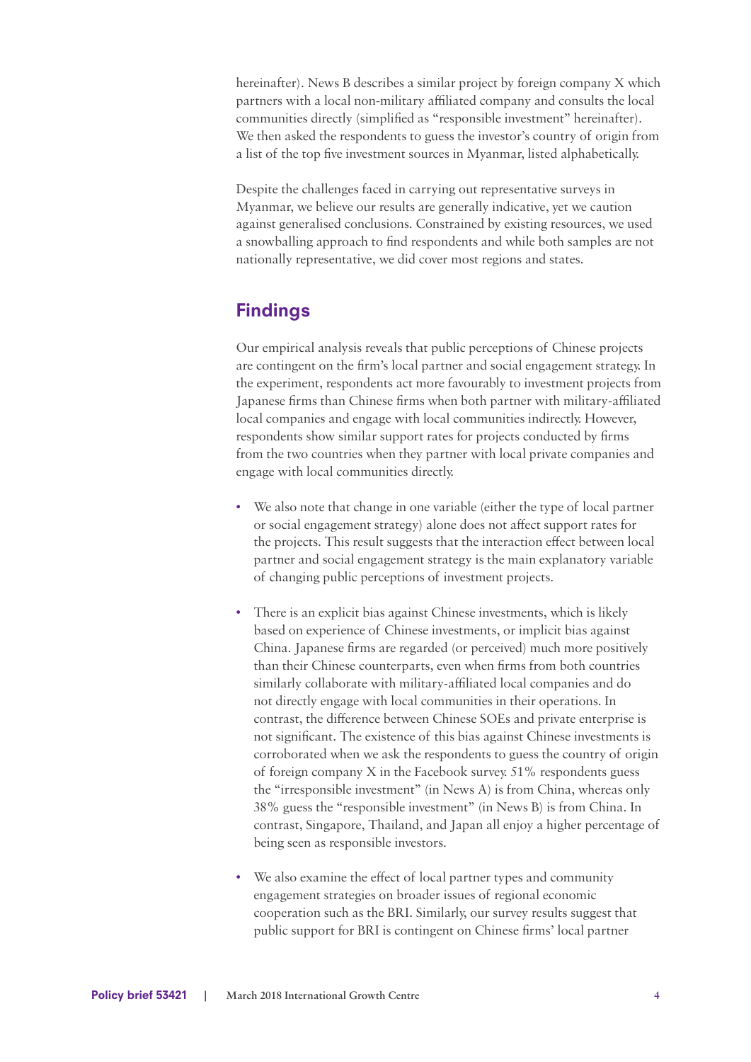hereinafter). News B describes a similar project by foreign company X which partners with a local non-military affiliated company and consults the local communities directly (simplified as "responsible investment" hereinafter). We then asked the respondents to guess the investor's country of origin from a list of the top five investment sources in Myanmar, listed alphabetically.

Despite the challenges faced in carrying out representative surveys in Myanmar, we believe our results are generally indicative, yet we caution against generalised conclusions. Constrained by existing resources, we used a snowballing approach to find respondents and while both samples are not nationally representative, we did cover most regions and states.

## Findings

Our empirical analysis reveals that public perceptions of Chinese projects are contingent on the firm's local partner and social engagement strategy. In the experiment, respondents act more favourably to investment projects from Japanese firms than Chinese firms when both partner with military-affiliated local companies and engage with local communities indirectly. However, respondents show similar support rates for projects conducted by firms from the two countries when they partner with local private companies and engage with local communities directly.

- We also note that change in one variable (either the type of local partner or social engagement strategy) alone does not affect support rates for the projects. This result suggests that the interaction effect between local partner and social engagement strategy is the main explanatory variable of changing public perceptions of investment projects.
- There is an explicit bias against Chinese investments, which is likely based on experience of Chinese investments, or implicit bias against China. Japanese firms are regarded (or perceived) much more positively than their Chinese counterparts, even when firms from both countries similarly collaborate with military-affiliated local companies and do not directly engage with local communities in their operations. In contrast, the difference between Chinese SOEs and private enterprise is not significant. The existence of this bias against Chinese investments is corroborated when we ask the respondents to guess the country of origin of foreign company X in the Facebook survey. 51% respondents guess the "irresponsible investment" (in News A) is from China, whereas only 38% guess the "responsible investment" (in News B) is from China. In contrast, Singapore, Thailand, and Japan all enjoy a higher percentage of being seen as responsible investors.
- We also examine the effect of local partner types and community engagement strategies on broader issues of regional economic cooperation such as the BRI. Similarly, our survey results suggest that public support for BRI is contingent on Chinese firms' local partner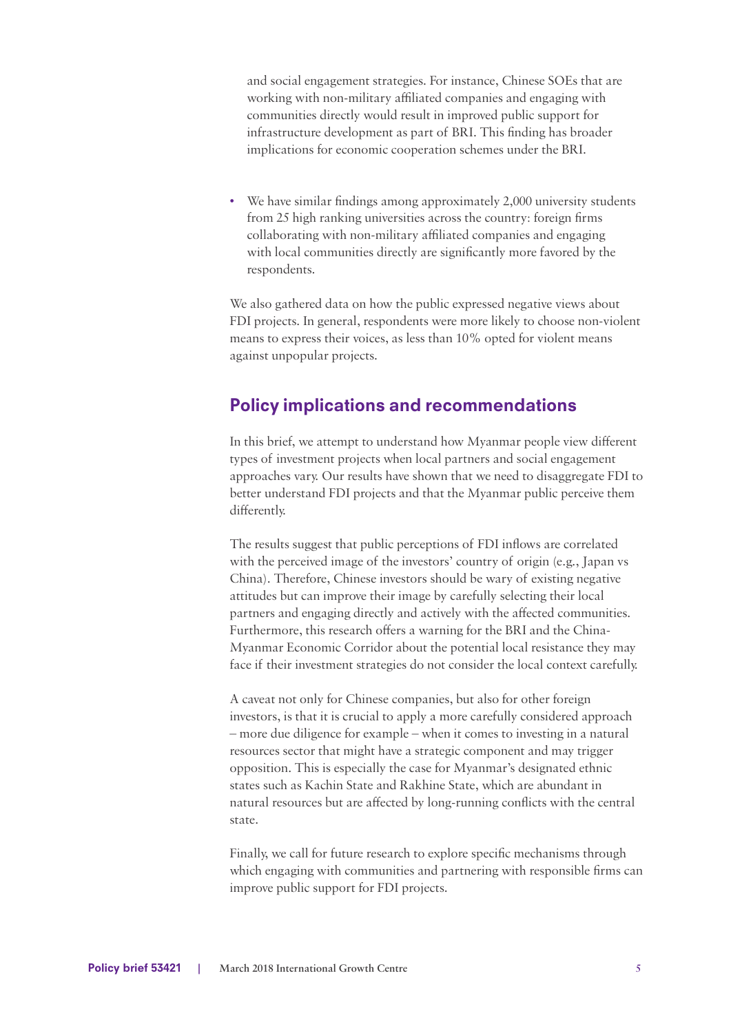and social engagement strategies. For instance, Chinese SOEs that are working with non-military affiliated companies and engaging with communities directly would result in improved public support for infrastructure development as part of BRI. This finding has broader implications for economic cooperation schemes under the BRI.

- We have similar findings among approximately 2,000 university students from 25 high ranking universities across the country: foreign firms collaborating with non-military affiliated companies and engaging with local communities directly are significantly more favored by the respondents.

We also gathered data on how the public expressed negative views about FDI projects. In general, respondents were more likely to choose non-violent means to express their voices, as less than 10% opted for violent means against unpopular projects.

## Policy implications and recommendations

In this brief, we attempt to understand how Myanmar people view different types of investment projects when local partners and social engagement approaches vary. Our results have shown that we need to disaggregate FDI to better understand FDI projects and that the Myanmar public perceive them differently.

The results suggest that public perceptions of FDI inflows are correlated with the perceived image of the investors' country of origin (e.g., Japan vs China). Therefore, Chinese investors should be wary of existing negative attitudes but can improve their image by carefully selecting their local partners and engaging directly and actively with the affected communities. Furthermore, this research offers a warning for the BRI and the China-Myanmar Economic Corridor about the potential local resistance they may face if their investment strategies do not consider the local context carefully.

A caveat not only for Chinese companies, but also for other foreign investors, is that it is crucial to apply a more carefully considered approach – more due diligence for example – when it comes to investing in a natural resources sector that might have a strategic component and may trigger opposition. This is especially the case for Myanmar's designated ethnic states such as Kachin State and Rakhine State, which are abundant in natural resources but are affected by long-running conflicts with the central state.

Finally, we call for future research to explore specific mechanisms through which engaging with communities and partnering with responsible firms can improve public support for FDI projects.